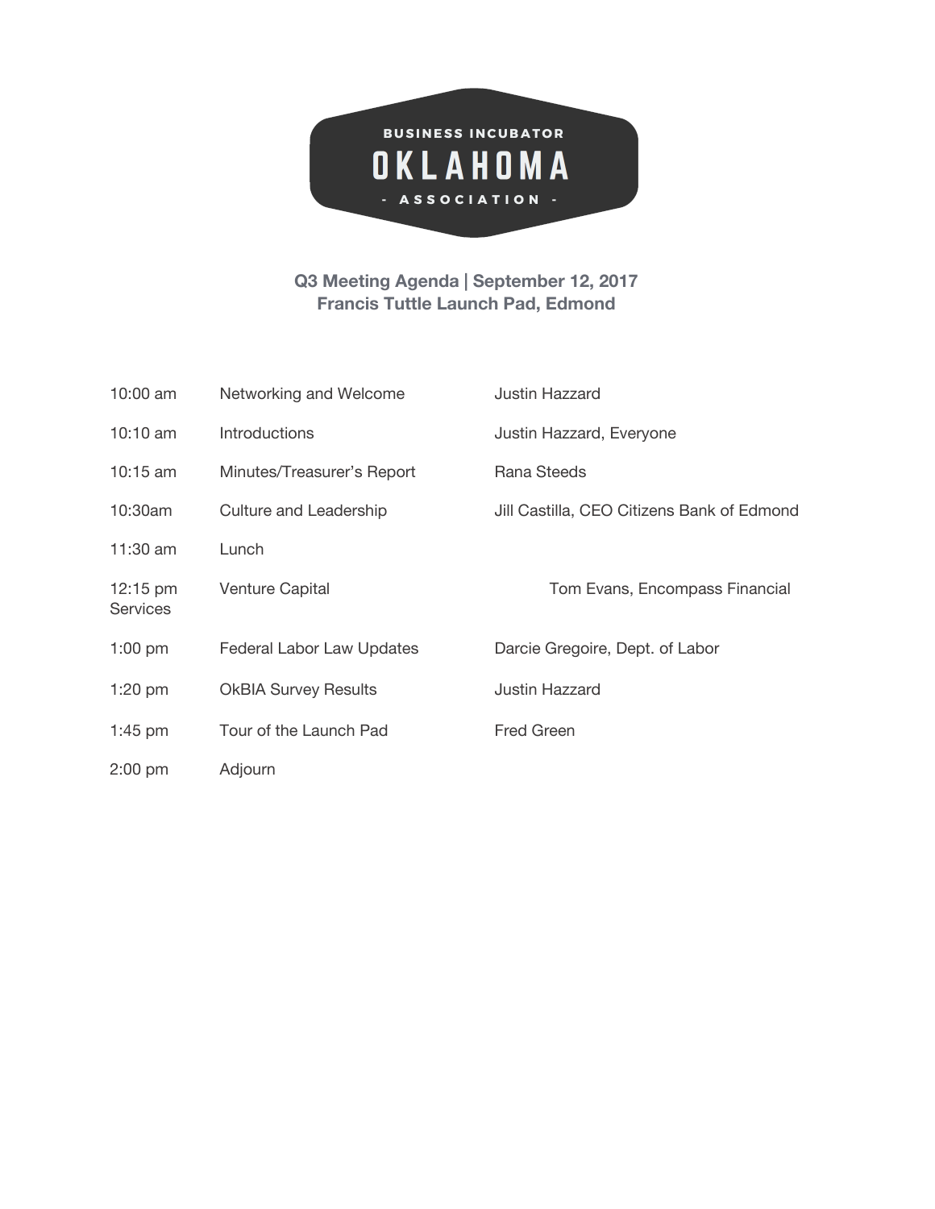BUSINESS INCUBATOR
# OKLAHOMA
- ASSOCIATION -

**Q3 Meeting Agenda | September 12, 2017**
**Francis Tuttle Launch Pad, Edmond**

| | | |
|---|---|---|
| 10:00 am | Networking and Welcome | Justin Hazzard |
| 10:10 am | Introductions | Justin Hazzard, Everyone |
| 10:15 am | Minutes/Treasurer's Report | Rana Steeds |
| 10:30am | Culture and Leadership | Jill Castilla, CEO Citizens Bank of Edmond |
| 11:30 am | Lunch | |
| 12:15 pm | Venture Capital | Tom Evans, Encompass Financial Services |
| 1:00 pm | Federal Labor Law Updates | Darcie Gregoire, Dept. of Labor |
| 1:20 pm | OkBIA Survey Results | Justin Hazzard |
| 1:45 pm | Tour of the Launch Pad | Fred Green |
| 2:00 pm | Adjourn | |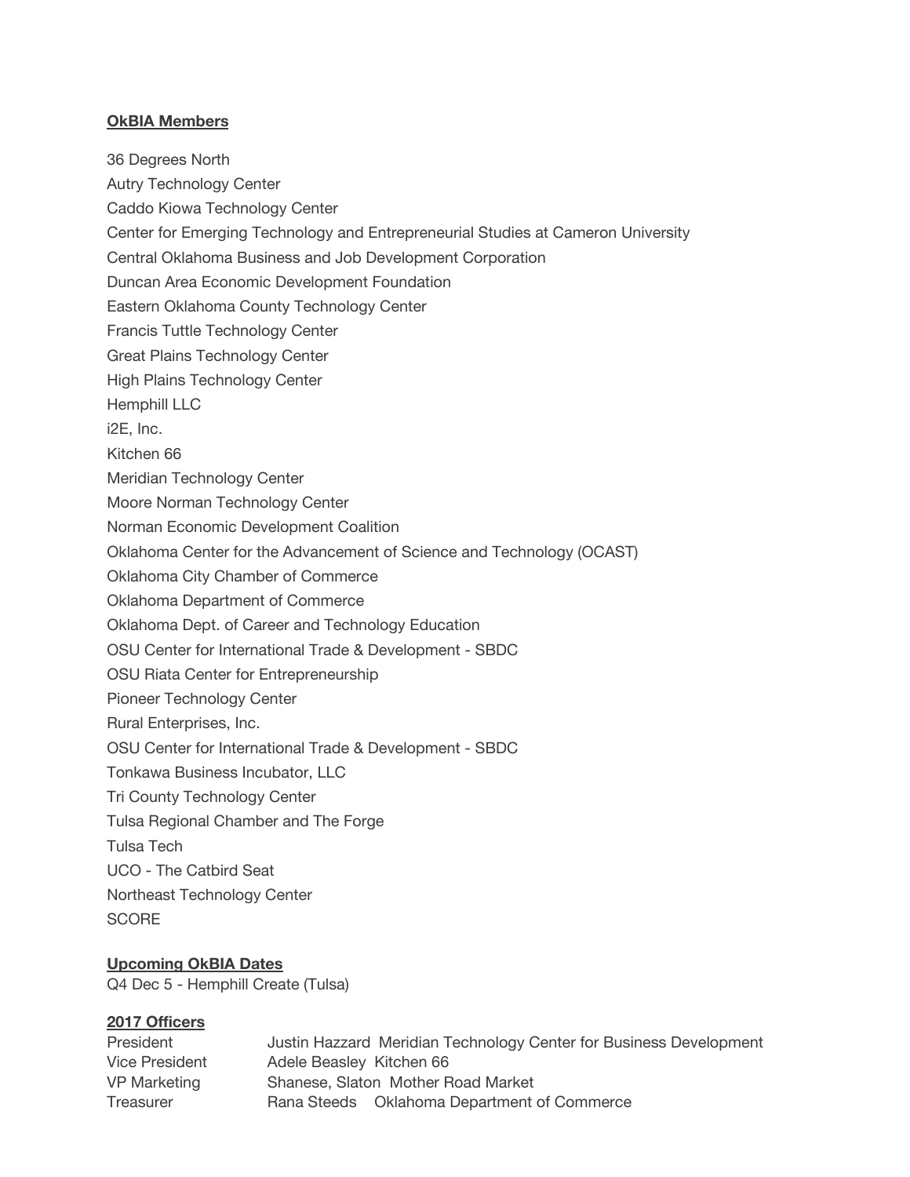**OkBIA Members**

36 Degrees North
Autry Technology Center
Caddo Kiowa Technology Center
Center for Emerging Technology and Entrepreneurial Studies at Cameron University
Central Oklahoma Business and Job Development Corporation
Duncan Area Economic Development Foundation
Eastern Oklahoma County Technology Center
Francis Tuttle Technology Center
Great Plains Technology Center
High Plains Technology Center
Hemphill LLC
i2E, Inc.
Kitchen 66
Meridian Technology Center
Moore Norman Technology Center
Norman Economic Development Coalition
Oklahoma Center for the Advancement of Science and Technology (OCAST)
Oklahoma City Chamber of Commerce
Oklahoma Department of Commerce
Oklahoma Dept. of Career and Technology Education
OSU Center for International Trade & Development - SBDC
OSU Riata Center for Entrepreneurship
Pioneer Technology Center
Rural Enterprises, Inc.
OSU Center for International Trade & Development - SBDC
Tonkawa Business Incubator, LLC
Tri County Technology Center
Tulsa Regional Chamber and The Forge
Tulsa Tech
UCO - The Catbird Seat
Northeast Technology Center
SCORE

**Upcoming OkBIA Dates**

Q4 Dec 5 - Hemphill Create (Tulsa)

**2017 Officers**

| | |
|---|---|
| President | Justin Hazzard Meridian Technology Center for Business Development |
| Vice President | Adele Beasley Kitchen 66 |
| VP Marketing | Shanese, Slaton Mother Road Market |
| Treasurer | Rana Steeds Oklahoma Department of Commerce |